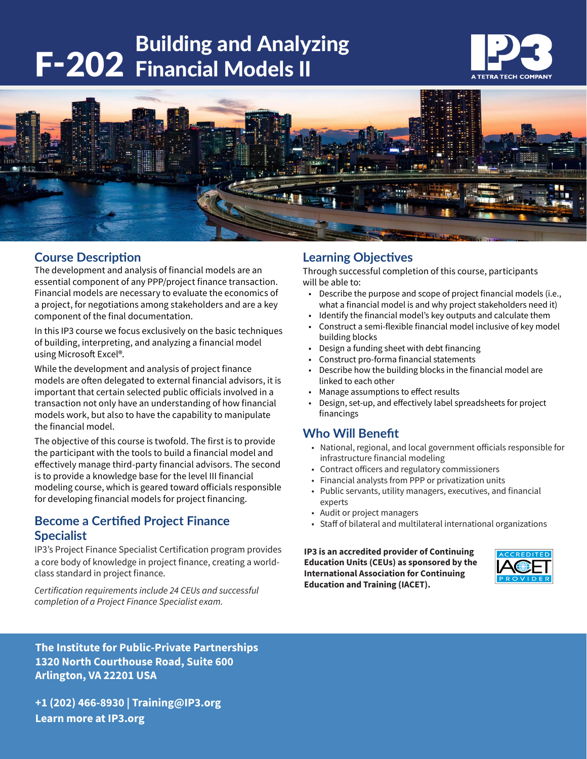# F-202 Building and Analyzing Financial Models II

IP3 — A TETRA TECH COMPANY

## Course Description

The development and analysis of financial models are an essential component of any PPP/project finance transaction. Financial models are necessary to evaluate the economics of a project, for negotiations among stakeholders and are a key component of the final documentation.

In this IP3 course we focus exclusively on the basic techniques of building, interpreting, and analyzing a financial model using Microsoft Excel®.

While the development and analysis of project finance models are often delegated to external financial advisors, it is important that certain selected public officials involved in a transaction not only have an understanding of how financial models work, but also to have the capability to manipulate the financial model.

The objective of this course is twofold. The first is to provide the participant with the tools to build a financial model and effectively manage third-party financial advisors. The second is to provide a knowledge base for the level III financial modeling course, which is geared toward officials responsible for developing financial models for project financing.

## Become a Certified Project Finance Specialist

IP3's Project Finance Specialist Certification program provides a core body of knowledge in project finance, creating a world-class standard in project finance.

*Certification requirements include 24 CEUs and successful completion of a Project Finance Specialist exam.*

## Learning Objectives

Through successful completion of this course, participants will be able to:

- Describe the purpose and scope of project financial models (i.e., what a financial model is and why project stakeholders need it)
- Identify the financial model's key outputs and calculate them
- Construct a semi-flexible financial model inclusive of key model building blocks
- Design a funding sheet with debt financing
- Construct pro-forma financial statements
- Describe how the building blocks in the financial model are linked to each other
- Manage assumptions to effect results
- Design, set-up, and effectively label spreadsheets for project financings

## Who Will Benefit

- National, regional, and local government officials responsible for infrastructure financial modeling
- Contract officers and regulatory commissioners
- Financial analysts from PPP or privatization units
- Public servants, utility managers, executives, and financial experts
- Audit or project managers
- Staff of bilateral and multilateral international organizations

**IP3 is an accredited provider of Continuing Education Units (CEUs) as sponsored by the International Association for Continuing Education and Training (IACET).**

ACCREDITED IACET PROVIDER

**The Institute for Public-Private Partnerships**
**1320 North Courthouse Road, Suite 600**
**Arlington, VA 22201 USA**

**+1 (202) 466-8930 | Training@IP3.org**
**Learn more at IP3.org**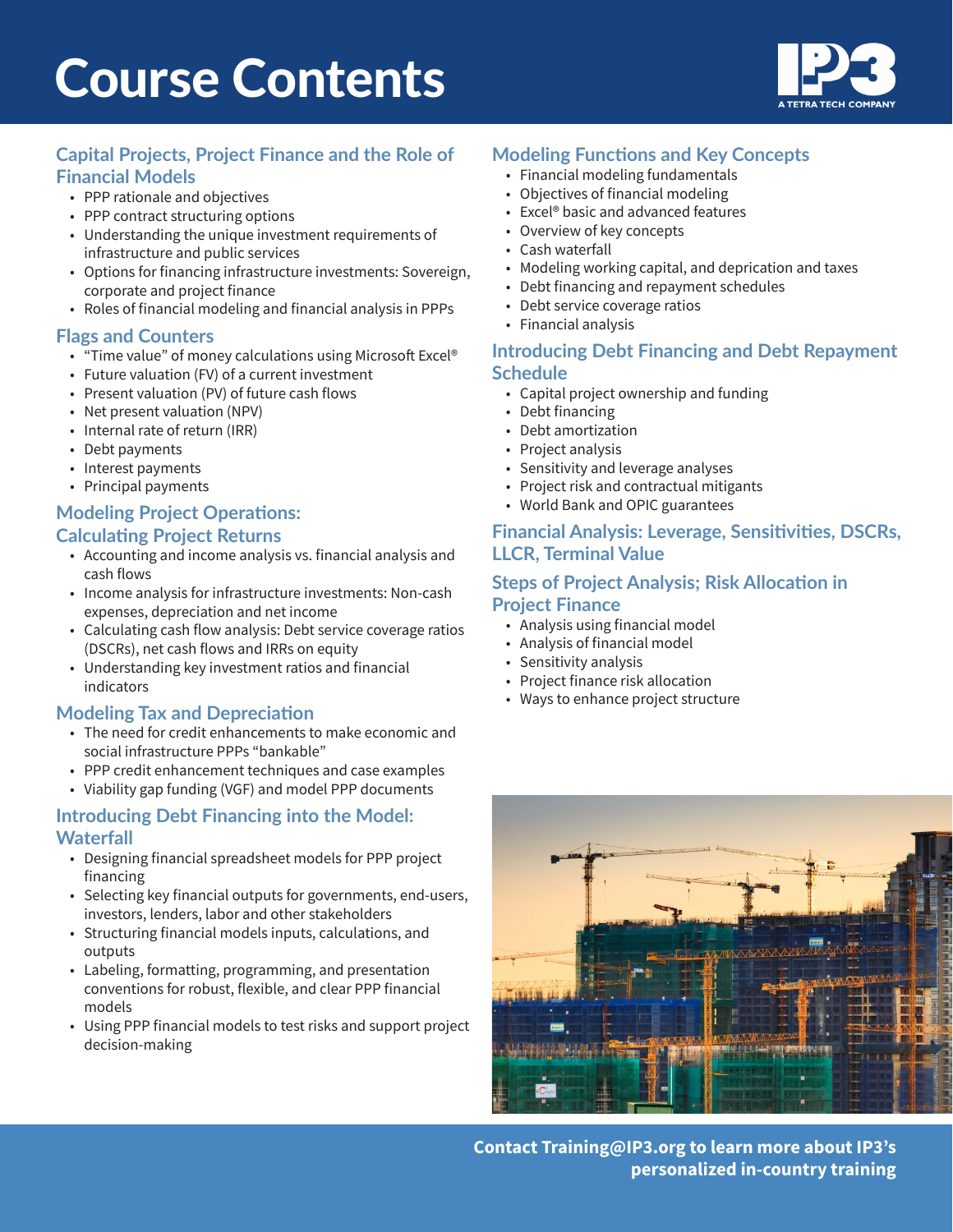# Course Contents

## Capital Projects, Project Finance and the Role of Financial Models

- PPP rationale and objectives
- PPP contract structuring options
- Understanding the unique investment requirements of infrastructure and public services
- Options for financing infrastructure investments: Sovereign, corporate and project finance
- Roles of financial modeling and financial analysis in PPPs

## Flags and Counters

- “Time value” of money calculations using Microsoft Excel®
- Future valuation (FV) of a current investment
- Present valuation (PV) of future cash flows
- Net present valuation (NPV)
- Internal rate of return (IRR)
- Debt payments
- Interest payments
- Principal payments

## Modeling Project Operations: Calculating Project Returns

- Accounting and income analysis vs. financial analysis and cash flows
- Income analysis for infrastructure investments: Non-cash expenses, depreciation and net income
- Calculating cash flow analysis: Debt service coverage ratios (DSCRs), net cash flows and IRRs on equity
- Understanding key investment ratios and financial indicators

## Modeling Tax and Depreciation

- The need for credit enhancements to make economic and social infrastructure PPPs “bankable”
- PPP credit enhancement techniques and case examples
- Viability gap funding (VGF) and model PPP documents

## Introducing Debt Financing into the Model: Waterfall

- Designing financial spreadsheet models for PPP project financing
- Selecting key financial outputs for governments, end-users, investors, lenders, labor and other stakeholders
- Structuring financial models inputs, calculations, and outputs
- Labeling, formatting, programming, and presentation conventions for robust, flexible, and clear PPP financial models
- Using PPP financial models to test risks and support project decision-making

## Modeling Functions and Key Concepts

- Financial modeling fundamentals
- Objectives of financial modeling
- Excel® basic and advanced features
- Overview of key concepts
- Cash waterfall
- Modeling working capital, and deprication and taxes
- Debt financing and repayment schedules
- Debt service coverage ratios
- Financial analysis

## Introducing Debt Financing and Debt Repayment Schedule

- Capital project ownership and funding
- Debt financing
- Debt amortization
- Project analysis
- Sensitivity and leverage analyses
- Project risk and contractual mitigants
- World Bank and OPIC guarantees

## Financial Analysis: Leverage, Sensitivities, DSCRs, LLCR, Terminal Value

## Steps of Project Analysis; Risk Allocation in Project Finance

- Analysis using financial model
- Analysis of financial model
- Sensitivity analysis
- Project finance risk allocation
- Ways to enhance project structure

**Contact Training@IP3.org to learn more about IP3’s personalized in-country training**